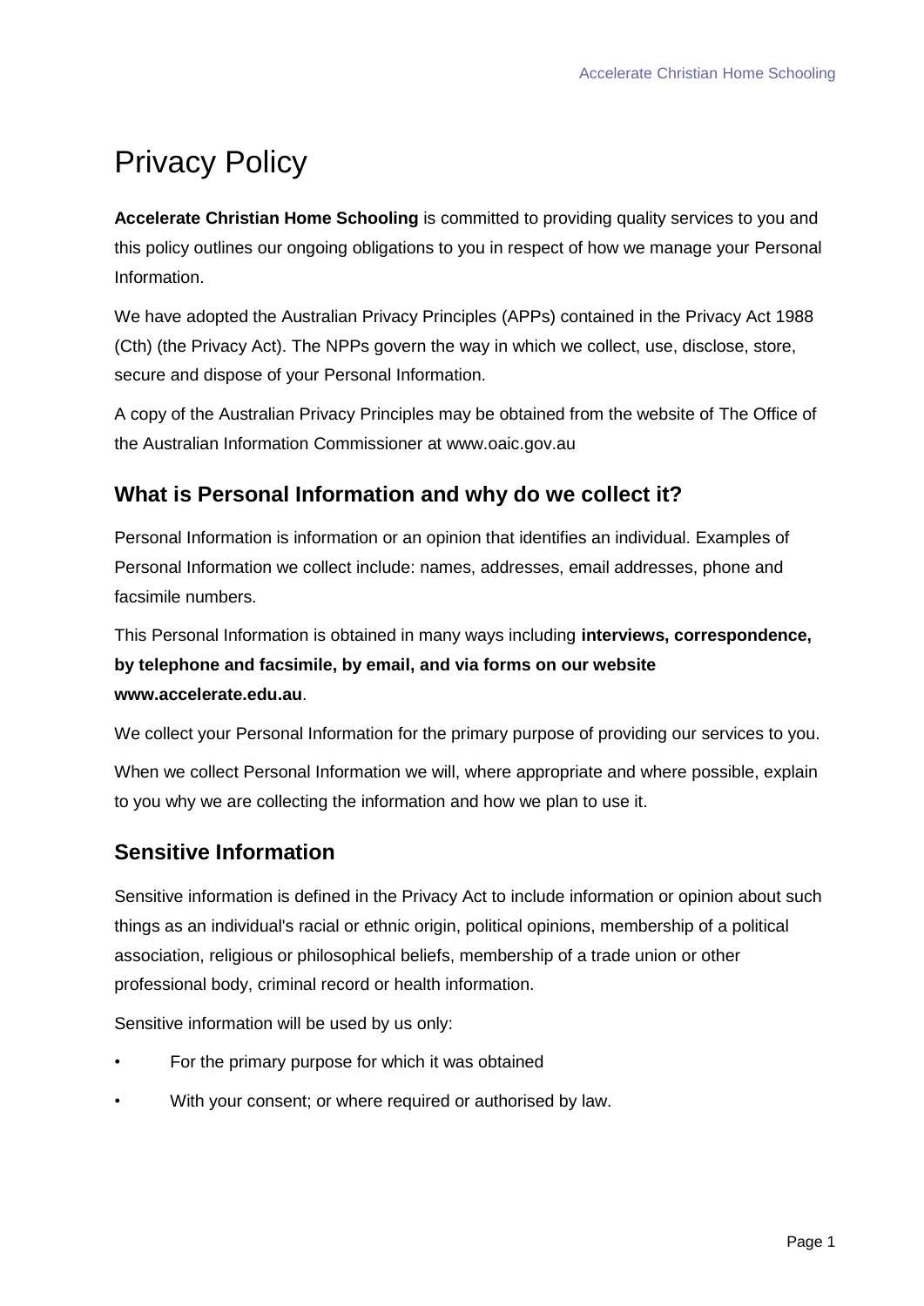# Privacy Policy

**Accelerate Christian Home Schooling** is committed to providing quality services to you and this policy outlines our ongoing obligations to you in respect of how we manage your Personal Information.

We have adopted the Australian Privacy Principles (APPs) contained in the Privacy Act 1988 (Cth) (the Privacy Act). The NPPs govern the way in which we collect, use, disclose, store, secure and dispose of your Personal Information.

A copy of the Australian Privacy Principles may be obtained from the website of The Office of the Australian Information Commissioner at www.oaic.gov.au

## What is Personal Information and why do we collect it?

Personal Information is information or an opinion that identifies an individual. Examples of Personal Information we collect include: names, addresses, email addresses, phone and facsimile numbers.

This Personal Information is obtained in many ways including **interviews, correspondence, by telephone and facsimile, by email, and via forms on our website www.accelerate.edu.au**.

We collect your Personal Information for the primary purpose of providing our services to you.

When we collect Personal Information we will, where appropriate and where possible, explain to you why we are collecting the information and how we plan to use it.

## Sensitive Information

Sensitive information is defined in the Privacy Act to include information or opinion about such things as an individual's racial or ethnic origin, political opinions, membership of a political association, religious or philosophical beliefs, membership of a trade union or other professional body, criminal record or health information.

Sensitive information will be used by us only:

- For the primary purpose for which it was obtained
- With your consent; or where required or authorised by law.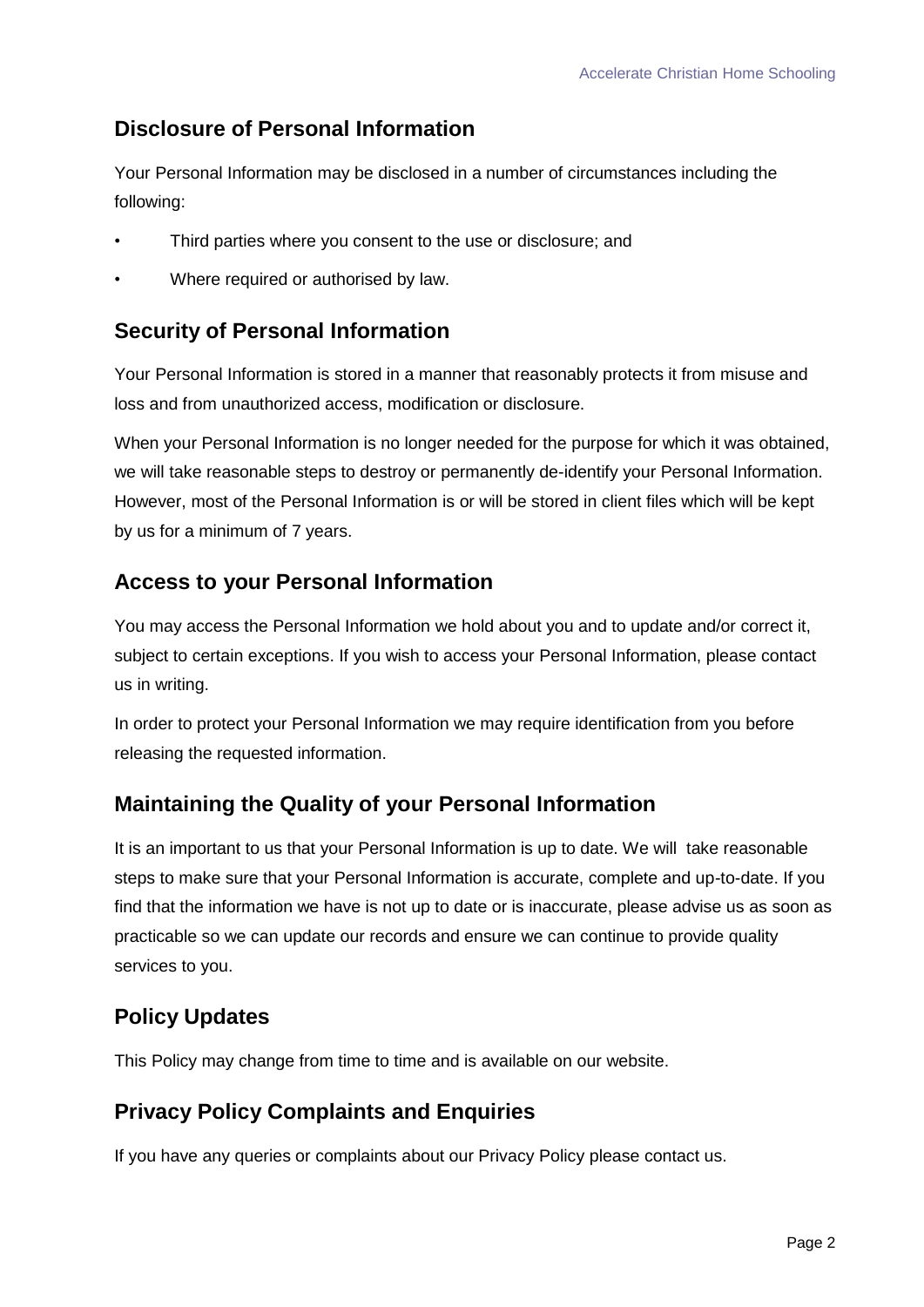## Disclosure of Personal Information

Your Personal Information may be disclosed in a number of circumstances including the following:

- Third parties where you consent to the use or disclosure; and
- Where required or authorised by law.

## Security of Personal Information

Your Personal Information is stored in a manner that reasonably protects it from misuse and loss and from unauthorized access, modification or disclosure.

When your Personal Information is no longer needed for the purpose for which it was obtained, we will take reasonable steps to destroy or permanently de-identify your Personal Information. However, most of the Personal Information is or will be stored in client files which will be kept by us for a minimum of 7 years.

## Access to your Personal Information

You may access the Personal Information we hold about you and to update and/or correct it, subject to certain exceptions. If you wish to access your Personal Information, please contact us in writing.

In order to protect your Personal Information we may require identification from you before releasing the requested information.

## Maintaining the Quality of your Personal Information

It is an important to us that your Personal Information is up to date. We will take reasonable steps to make sure that your Personal Information is accurate, complete and up-to-date. If you find that the information we have is not up to date or is inaccurate, please advise us as soon as practicable so we can update our records and ensure we can continue to provide quality services to you.

## Policy Updates

This Policy may change from time to time and is available on our website.

## Privacy Policy Complaints and Enquiries

If you have any queries or complaints about our Privacy Policy please contact us.